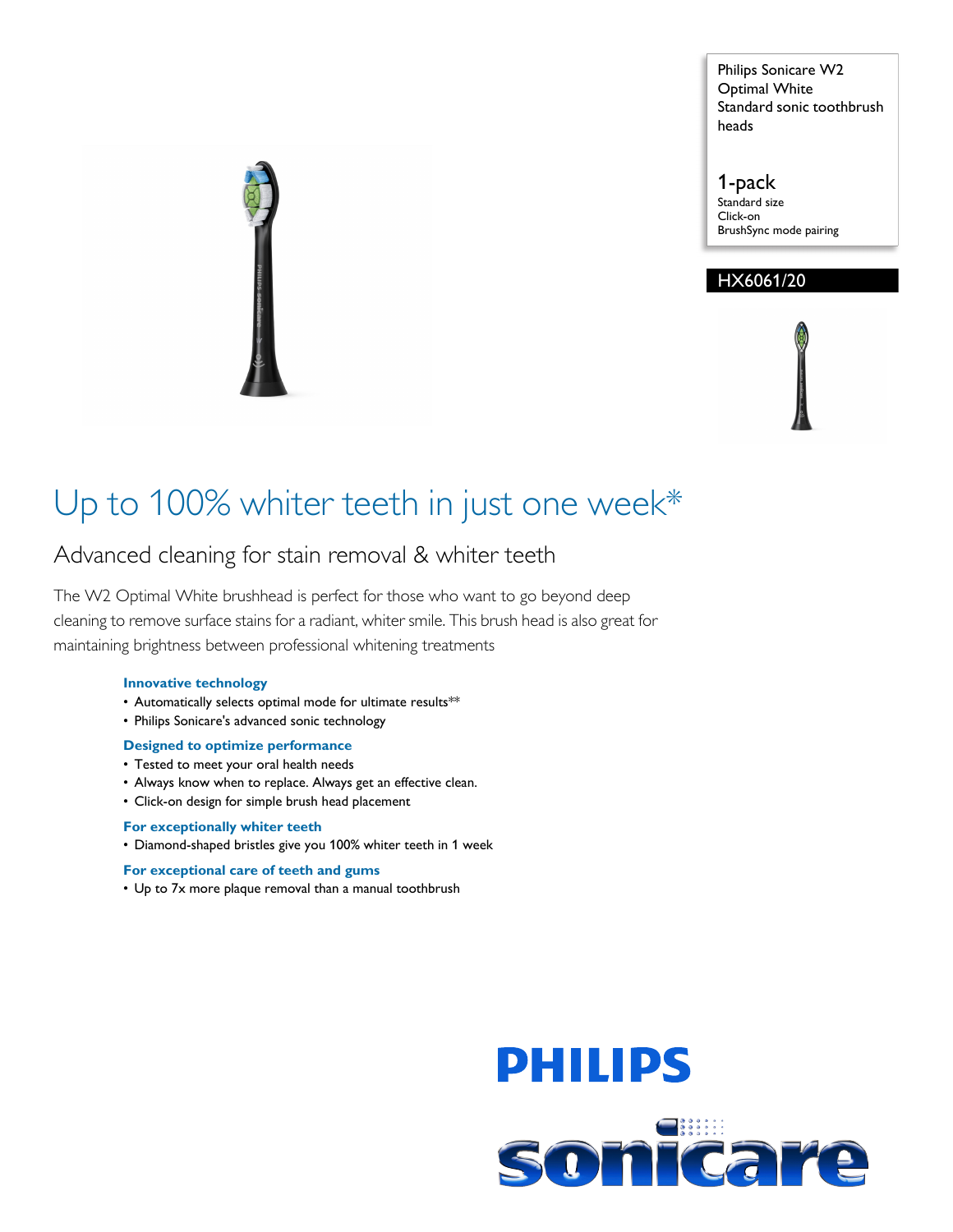Philips Sonicare W2 Optimal White Standard sonic toothbrush heads

**1-pack**
Standard size
Click-on
BrushSync mode pairing

**HX6061/20**

# Up to 100% whiter teeth in just one week*

## Advanced cleaning for stain removal & whiter teeth

The W2 Optimal White brushhead is perfect for those who want to go beyond deep cleaning to remove surface stains for a radiant, whiter smile. This brush head is also great for maintaining brightness between professional whitening treatments

### Innovative technology

- Automatically selects optimal mode for ultimate results**
- Philips Sonicare's advanced sonic technology

### Designed to optimize performance

- Tested to meet your oral health needs
- Always know when to replace. Always get an effective clean.
- Click-on design for simple brush head placement

### For exceptionally whiter teeth

- Diamond-shaped bristles give you 100% whiter teeth in 1 week

### For exceptional care of teeth and gums

- Up to 7x more plaque removal than a manual toothbrush

PHILIPS

sonicare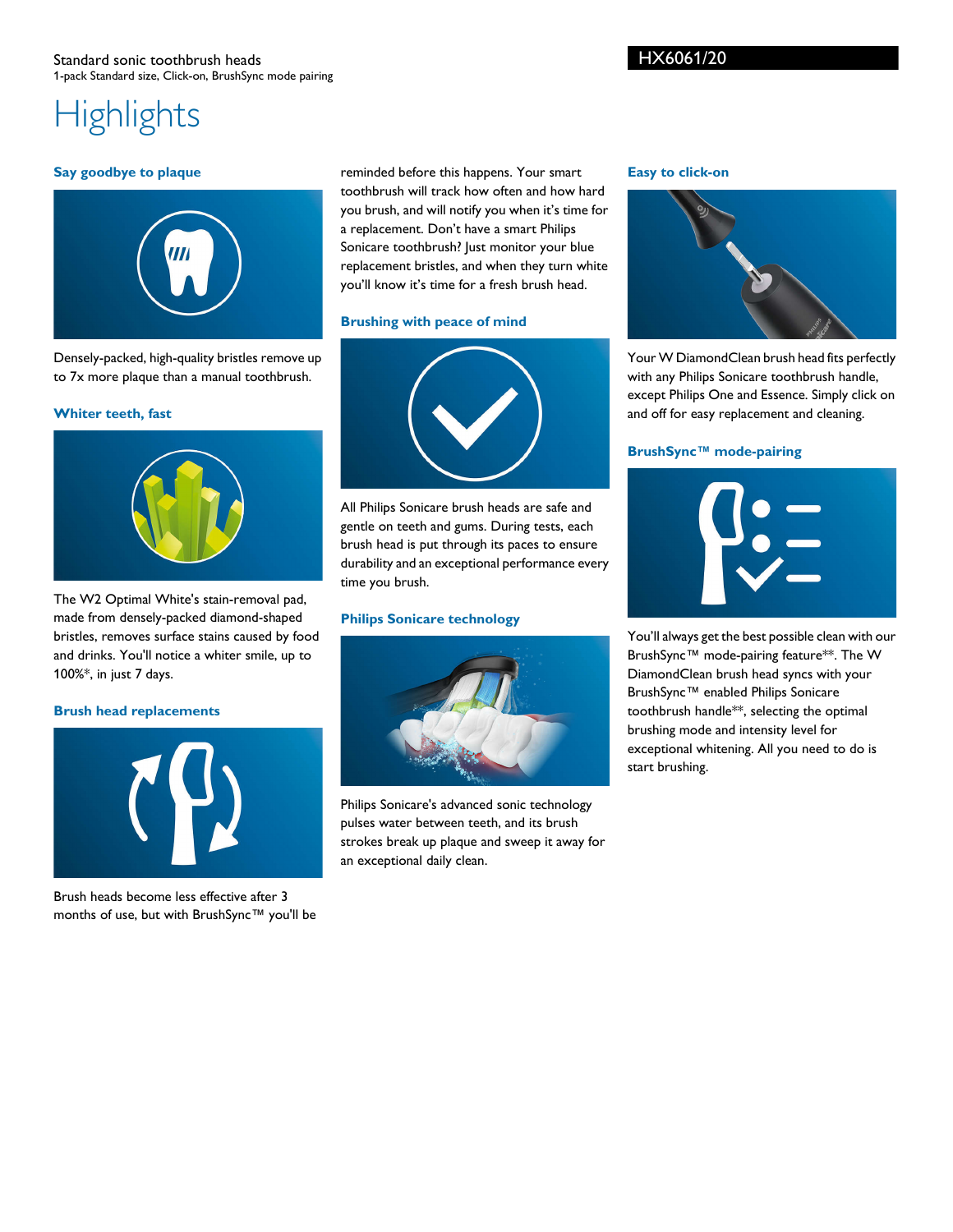Standard sonic toothbrush heads
1-pack Standard size, Click-on, BrushSync mode pairing

HX6061/20

# Highlights

### Say goodbye to plaque

Densely-packed, high-quality bristles remove up to 7x more plaque than a manual toothbrush.

### Whiter teeth, fast

The W2 Optimal White's stain-removal pad, made from densely-packed diamond-shaped bristles, removes surface stains caused by food and drinks. You'll notice a whiter smile, up to 100%*, in just 7 days.

### Brush head replacements

Brush heads become less effective after 3 months of use, but with BrushSync™ you'll be reminded before this happens. Your smart toothbrush will track how often and how hard you brush, and will notify you when it's time for a replacement. Don't have a smart Philips Sonicare toothbrush? Just monitor your blue replacement bristles, and when they turn white you'll know it's time for a fresh brush head.

### Brushing with peace of mind

All Philips Sonicare brush heads are safe and gentle on teeth and gums. During tests, each brush head is put through its paces to ensure durability and an exceptional performance every time you brush.

### Philips Sonicare technology

Philips Sonicare's advanced sonic technology pulses water between teeth, and its brush strokes break up plaque and sweep it away for an exceptional daily clean.

### Easy to click-on

Your W DiamondClean brush head fits perfectly with any Philips Sonicare toothbrush handle, except Philips One and Essence. Simply click on and off for easy replacement and cleaning.

### BrushSync™ mode-pairing

You'll always get the best possible clean with our BrushSync™ mode-pairing feature**. The W DiamondClean brush head syncs with your BrushSync™ enabled Philips Sonicare toothbrush handle**, selecting the optimal brushing mode and intensity level for exceptional whitening. All you need to do is start brushing.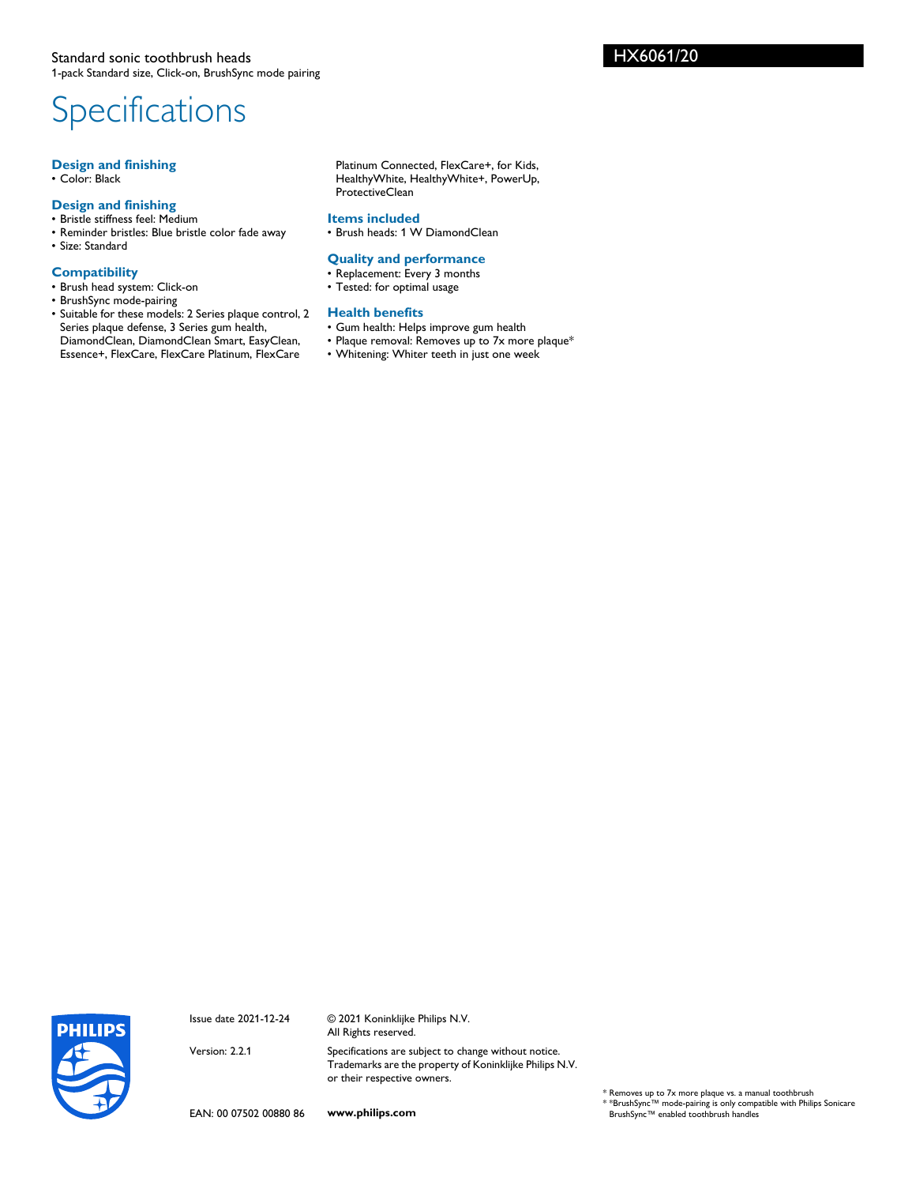Standard sonic toothbrush heads

1-pack Standard size, Click-on, BrushSync mode pairing

HX6061/20

# Specifications

### Design and finishing
- Color: Black

### Design and finishing
- Bristle stiffness feel: Medium
- Reminder bristles: Blue bristle color fade away
- Size: Standard

### Compatibility
- Brush head system: Click-on
- BrushSync mode-pairing
- Suitable for these models: 2 Series plaque control, 2 Series plaque defense, 3 Series gum health, DiamondClean, DiamondClean Smart, EasyClean, Essence+, FlexCare, FlexCare Platinum, FlexCare Platinum Connected, FlexCare+, for Kids, HealthyWhite, HealthyWhite+, PowerUp, ProtectiveClean

### Items included
- Brush heads: 1 W DiamondClean

### Quality and performance
- Replacement: Every 3 months
- Tested: for optimal usage

### Health benefits
- Gum health: Helps improve gum health
- Plaque removal: Removes up to 7x more plaque*
- Whitening: Whiter teeth in just one week

Issue date 2021-12-24

Version: 2.2.1

EAN: 00 07502 00880 86

© 2021 Koninklijke Philips N.V.
All Rights reserved.

Specifications are subject to change without notice. Trademarks are the property of Koninklijke Philips N.V. or their respective owners.

**www.philips.com**

* Removes up to 7x more plaque vs. a manual toothbrush
* *BrushSync™ mode-pairing is only compatible with Philips Sonicare BrushSync™ enabled toothbrush handles